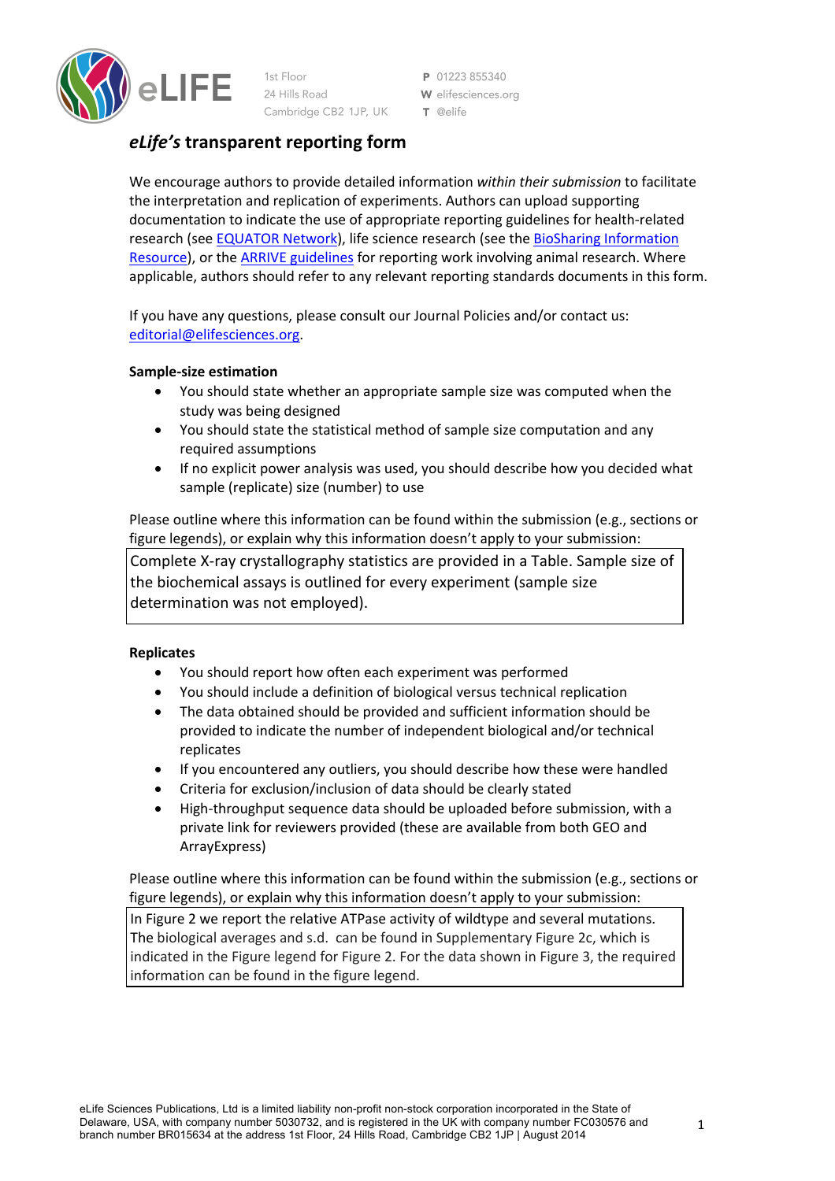# *eLife's* transparent reporting form

We encourage authors to provide detailed information *within their submission* to facilitate the interpretation and replication of experiments. Authors can upload supporting documentation to indicate the use of appropriate reporting guidelines for health-related research (see EQUATOR Network), life science research (see the BioSharing Information Resource), or the ARRIVE guidelines for reporting work involving animal research. Where applicable, authors should refer to any relevant reporting standards documents in this form.

If you have any questions, please consult our Journal Policies and/or contact us: editorial@elifesciences.org.

**Sample-size estimation**

- You should state whether an appropriate sample size was computed when the study was being designed
- You should state the statistical method of sample size computation and any required assumptions
- If no explicit power analysis was used, you should describe how you decided what sample (replicate) size (number) to use

Please outline where this information can be found within the submission (e.g., sections or figure legends), or explain why this information doesn't apply to your submission:

Complete X-ray crystallography statistics are provided in a Table. Sample size of the biochemical assays is outlined for every experiment (sample size determination was not employed).

**Replicates**

- You should report how often each experiment was performed
- You should include a definition of biological versus technical replication
- The data obtained should be provided and sufficient information should be provided to indicate the number of independent biological and/or technical replicates
- If you encountered any outliers, you should describe how these were handled
- Criteria for exclusion/inclusion of data should be clearly stated
- High-throughput sequence data should be uploaded before submission, with a private link for reviewers provided (these are available from both GEO and ArrayExpress)

Please outline where this information can be found within the submission (e.g., sections or figure legends), or explain why this information doesn't apply to your submission:

In Figure 2 we report the relative ATPase activity of wildtype and several mutations. The biological averages and s.d. can be found in Supplementary Figure 2c, which is indicated in the Figure legend for Figure 2. For the data shown in Figure 3, the required information can be found in the figure legend.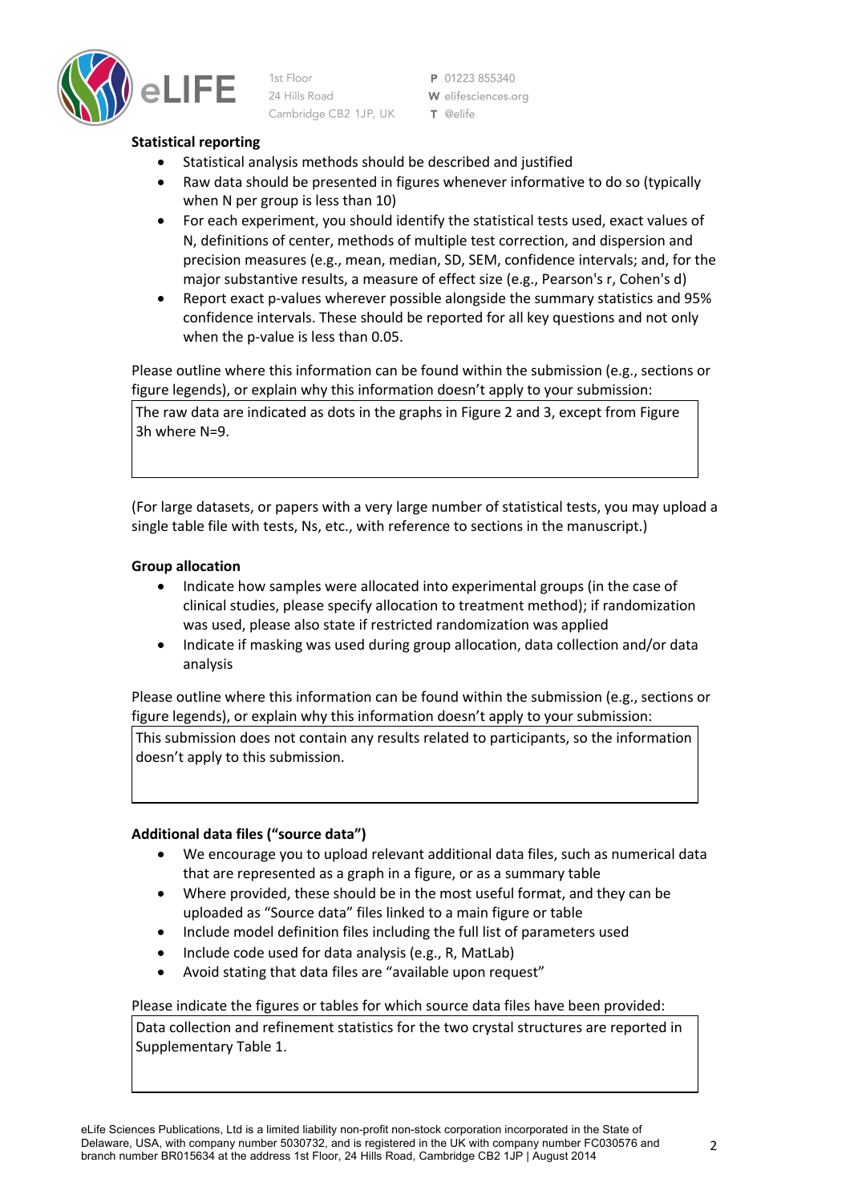**Statistical reporting**

- Statistical analysis methods should be described and justified
- Raw data should be presented in figures whenever informative to do so (typically when N per group is less than 10)
- For each experiment, you should identify the statistical tests used, exact values of N, definitions of center, methods of multiple test correction, and dispersion and precision measures (e.g., mean, median, SD, SEM, confidence intervals; and, for the major substantive results, a measure of effect size (e.g., Pearson's r, Cohen's d)
- Report exact p-values wherever possible alongside the summary statistics and 95% confidence intervals. These should be reported for all key questions and not only when the p-value is less than 0.05.

Please outline where this information can be found within the submission (e.g., sections or figure legends), or explain why this information doesn't apply to your submission:

The raw data are indicated as dots in the graphs in Figure 2 and 3, except from Figure 3h where N=9.

(For large datasets, or papers with a very large number of statistical tests, you may upload a single table file with tests, Ns, etc., with reference to sections in the manuscript.)

**Group allocation**

- Indicate how samples were allocated into experimental groups (in the case of clinical studies, please specify allocation to treatment method); if randomization was used, please also state if restricted randomization was applied
- Indicate if masking was used during group allocation, data collection and/or data analysis

Please outline where this information can be found within the submission (e.g., sections or figure legends), or explain why this information doesn't apply to your submission:

This submission does not contain any results related to participants, so the information doesn't apply to this submission.

**Additional data files ("source data")**

- We encourage you to upload relevant additional data files, such as numerical data that are represented as a graph in a figure, or as a summary table
- Where provided, these should be in the most useful format, and they can be uploaded as "Source data" files linked to a main figure or table
- Include model definition files including the full list of parameters used
- Include code used for data analysis (e.g., R, MatLab)
- Avoid stating that data files are "available upon request"

Please indicate the figures or tables for which source data files have been provided:

Data collection and refinement statistics for the two crystal structures are reported in Supplementary Table 1.